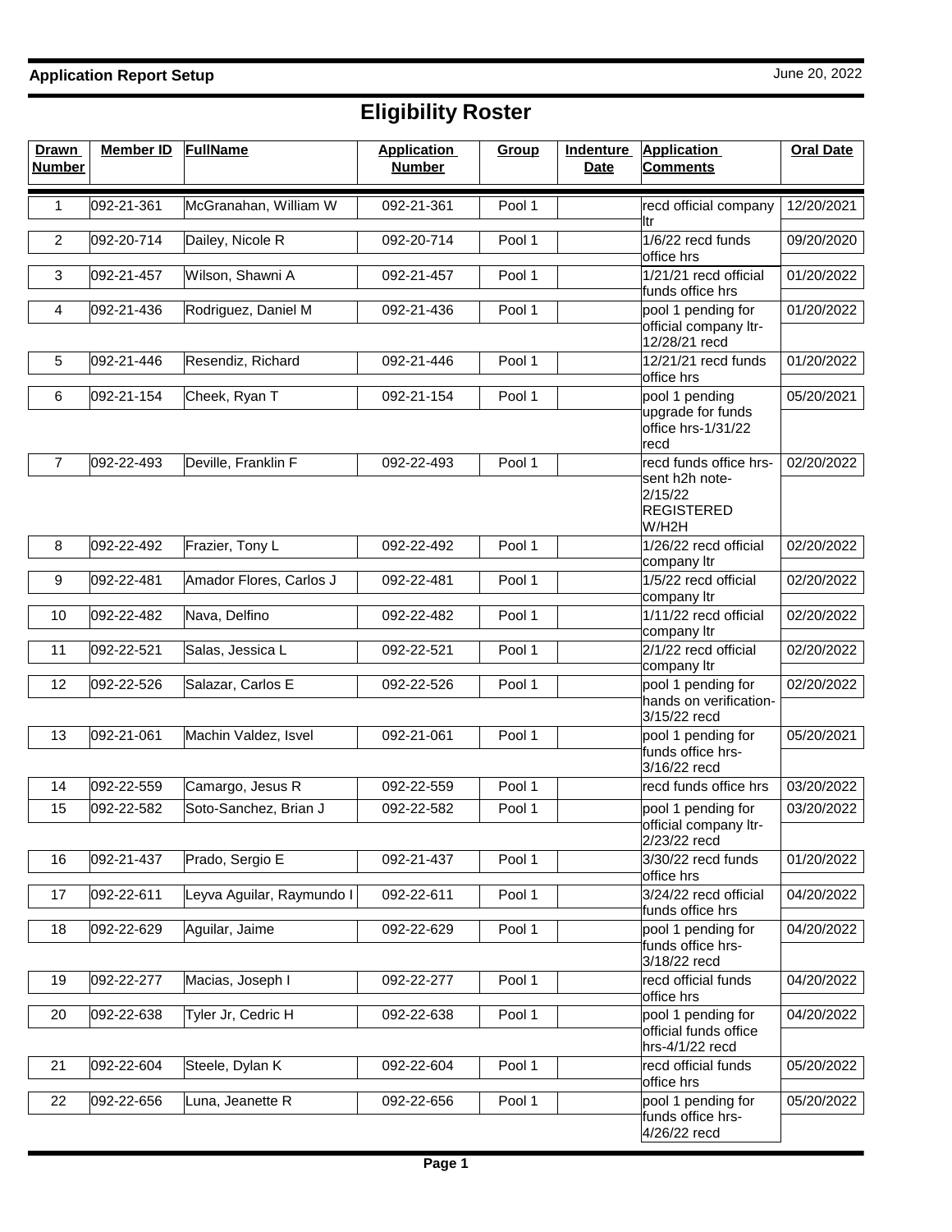**Application Report Setup** June 20, 2022

# Eligibility Roster

| Drawn Number | Member ID | FullName | Application Number | Group | Indenture Date | Application Comments | Oral Date |
|---|---|---|---|---|---|---|---|
| 1 | 092-21-361 | McGranahan, William W | 092-21-361 | Pool 1 | | recd official company ltr | 12/20/2021 |
| 2 | 092-20-714 | Dailey, Nicole R | 092-20-714 | Pool 1 | | 1/6/22 recd funds office hrs | 09/20/2020 |
| 3 | 092-21-457 | Wilson, Shawni A | 092-21-457 | Pool 1 | | 1/21/21 recd official funds office hrs | 01/20/2022 |
| 4 | 092-21-436 | Rodriguez, Daniel M | 092-21-436 | Pool 1 | | pool 1 pending for official company ltr-12/28/21 recd | 01/20/2022 |
| 5 | 092-21-446 | Resendiz, Richard | 092-21-446 | Pool 1 | | 12/21/21 recd funds office hrs | 01/20/2022 |
| 6 | 092-21-154 | Cheek, Ryan T | 092-21-154 | Pool 1 | | pool 1 pending upgrade for funds office hrs-1/31/22 recd | 05/20/2021 |
| 7 | 092-22-493 | Deville, Franklin F | 092-22-493 | Pool 1 | | recd funds office hrs-sent h2h note-2/15/22 REGISTERED W/H2H | 02/20/2022 |
| 8 | 092-22-492 | Frazier, Tony L | 092-22-492 | Pool 1 | | 1/26/22 recd official company ltr | 02/20/2022 |
| 9 | 092-22-481 | Amador Flores, Carlos J | 092-22-481 | Pool 1 | | 1/5/22 recd official company ltr | 02/20/2022 |
| 10 | 092-22-482 | Nava, Delfino | 092-22-482 | Pool 1 | | 1/11/22 recd official company ltr | 02/20/2022 |
| 11 | 092-22-521 | Salas, Jessica L | 092-22-521 | Pool 1 | | 2/1/22 recd official company ltr | 02/20/2022 |
| 12 | 092-22-526 | Salazar, Carlos E | 092-22-526 | Pool 1 | | pool 1 pending for hands on verification-3/15/22 recd | 02/20/2022 |
| 13 | 092-21-061 | Machin Valdez, Isvel | 092-21-061 | Pool 1 | | pool 1 pending for funds office hrs-3/16/22 recd | 05/20/2021 |
| 14 | 092-22-559 | Camargo, Jesus R | 092-22-559 | Pool 1 | | recd funds office hrs | 03/20/2022 |
| 15 | 092-22-582 | Soto-Sanchez, Brian J | 092-22-582 | Pool 1 | | pool 1 pending for official company ltr-2/23/22 recd | 03/20/2022 |
| 16 | 092-21-437 | Prado, Sergio E | 092-21-437 | Pool 1 | | 3/30/22 recd funds office hrs | 01/20/2022 |
| 17 | 092-22-611 | Leyva Aguilar, Raymundo I | 092-22-611 | Pool 1 | | 3/24/22 recd official funds office hrs | 04/20/2022 |
| 18 | 092-22-629 | Aguilar, Jaime | 092-22-629 | Pool 1 | | pool 1 pending for funds office hrs-3/18/22 recd | 04/20/2022 |
| 19 | 092-22-277 | Macias, Joseph I | 092-22-277 | Pool 1 | | recd official funds office hrs | 04/20/2022 |
| 20 | 092-22-638 | Tyler Jr, Cedric H | 092-22-638 | Pool 1 | | pool 1 pending for official funds office hrs-4/1/22 recd | 04/20/2022 |
| 21 | 092-22-604 | Steele, Dylan K | 092-22-604 | Pool 1 | | recd official funds office hrs | 05/20/2022 |
| 22 | 092-22-656 | Luna, Jeanette R | 092-22-656 | Pool 1 | | pool 1 pending for funds office hrs-4/26/22 recd | 05/20/2022 |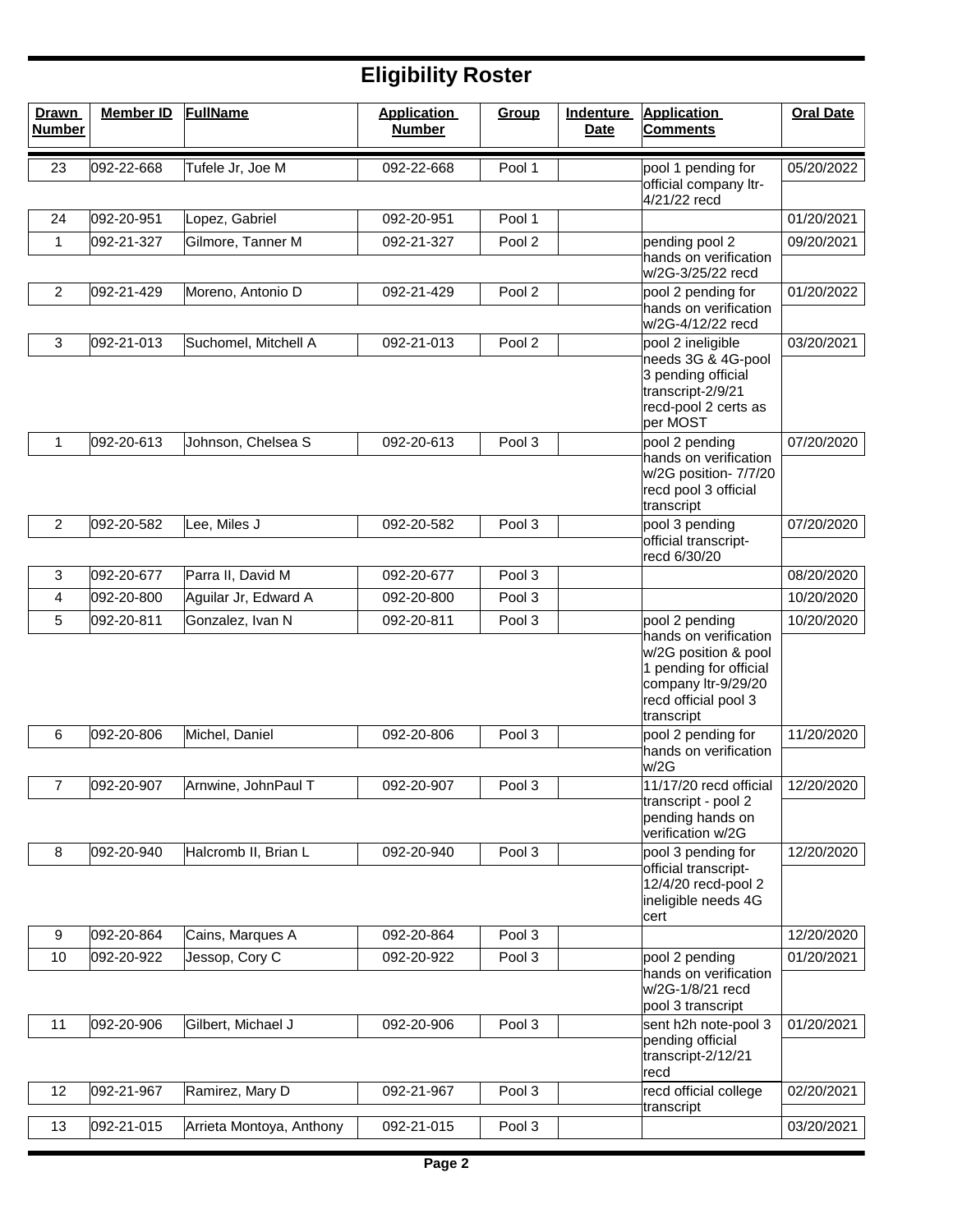# Eligibility Roster

| Drawn Number | Member ID | FullName | Application Number | Group | Indenture Date | Application Comments | Oral Date |
|---|---|---|---|---|---|---|---|
| 23 | 092-22-668 | Tufele Jr, Joe M | 092-22-668 | Pool 1 | | pool 1 pending for official company ltr-4/21/22 recd | 05/20/2022 |
| 24 | 092-20-951 | Lopez, Gabriel | 092-20-951 | Pool 1 | | | 01/20/2021 |
| 1 | 092-21-327 | Gilmore, Tanner M | 092-21-327 | Pool 2 | | pending pool 2 hands on verification w/2G-3/25/22 recd | 09/20/2021 |
| 2 | 092-21-429 | Moreno, Antonio D | 092-21-429 | Pool 2 | | pool 2 pending for hands on verification w/2G-4/12/22 recd | 01/20/2022 |
| 3 | 092-21-013 | Suchomel, Mitchell A | 092-21-013 | Pool 2 | | pool 2 ineligible needs 3G & 4G-pool 3 pending official transcript-2/9/21 recd-pool 2 certs as per MOST | 03/20/2021 |
| 1 | 092-20-613 | Johnson, Chelsea S | 092-20-613 | Pool 3 | | pool 2 pending hands on verification w/2G position- 7/7/20 recd pool 3 official transcript | 07/20/2020 |
| 2 | 092-20-582 | Lee, Miles J | 092-20-582 | Pool 3 | | pool 3 pending official transcript-recd 6/30/20 | 07/20/2020 |
| 3 | 092-20-677 | Parra II, David M | 092-20-677 | Pool 3 | | | 08/20/2020 |
| 4 | 092-20-800 | Aguilar Jr, Edward A | 092-20-800 | Pool 3 | | | 10/20/2020 |
| 5 | 092-20-811 | Gonzalez, Ivan N | 092-20-811 | Pool 3 | | pool 2 pending hands on verification w/2G position & pool 1 pending for official company ltr-9/29/20 recd official pool 3 transcript | 10/20/2020 |
| 6 | 092-20-806 | Michel, Daniel | 092-20-806 | Pool 3 | | pool 2 pending for hands on verification w/2G | 11/20/2020 |
| 7 | 092-20-907 | Arnwine, JohnPaul T | 092-20-907 | Pool 3 | | 11/17/20 recd official transcript - pool 2 pending hands on verification w/2G | 12/20/2020 |
| 8 | 092-20-940 | Halcromb II, Brian L | 092-20-940 | Pool 3 | | pool 3 pending for official transcript-12/4/20 recd-pool 2 ineligible needs 4G cert | 12/20/2020 |
| 9 | 092-20-864 | Cains, Marques A | 092-20-864 | Pool 3 | | | 12/20/2020 |
| 10 | 092-20-922 | Jessop, Cory C | 092-20-922 | Pool 3 | | pool 2 pending hands on verification w/2G-1/8/21 recd pool 3 transcript | 01/20/2021 |
| 11 | 092-20-906 | Gilbert, Michael J | 092-20-906 | Pool 3 | | sent h2h note-pool 3 pending official transcript-2/12/21 recd | 01/20/2021 |
| 12 | 092-21-967 | Ramirez, Mary D | 092-21-967 | Pool 3 | | recd official college transcript | 02/20/2021 |
| 13 | 092-21-015 | Arrieta Montoya, Anthony | 092-21-015 | Pool 3 | | | 03/20/2021 |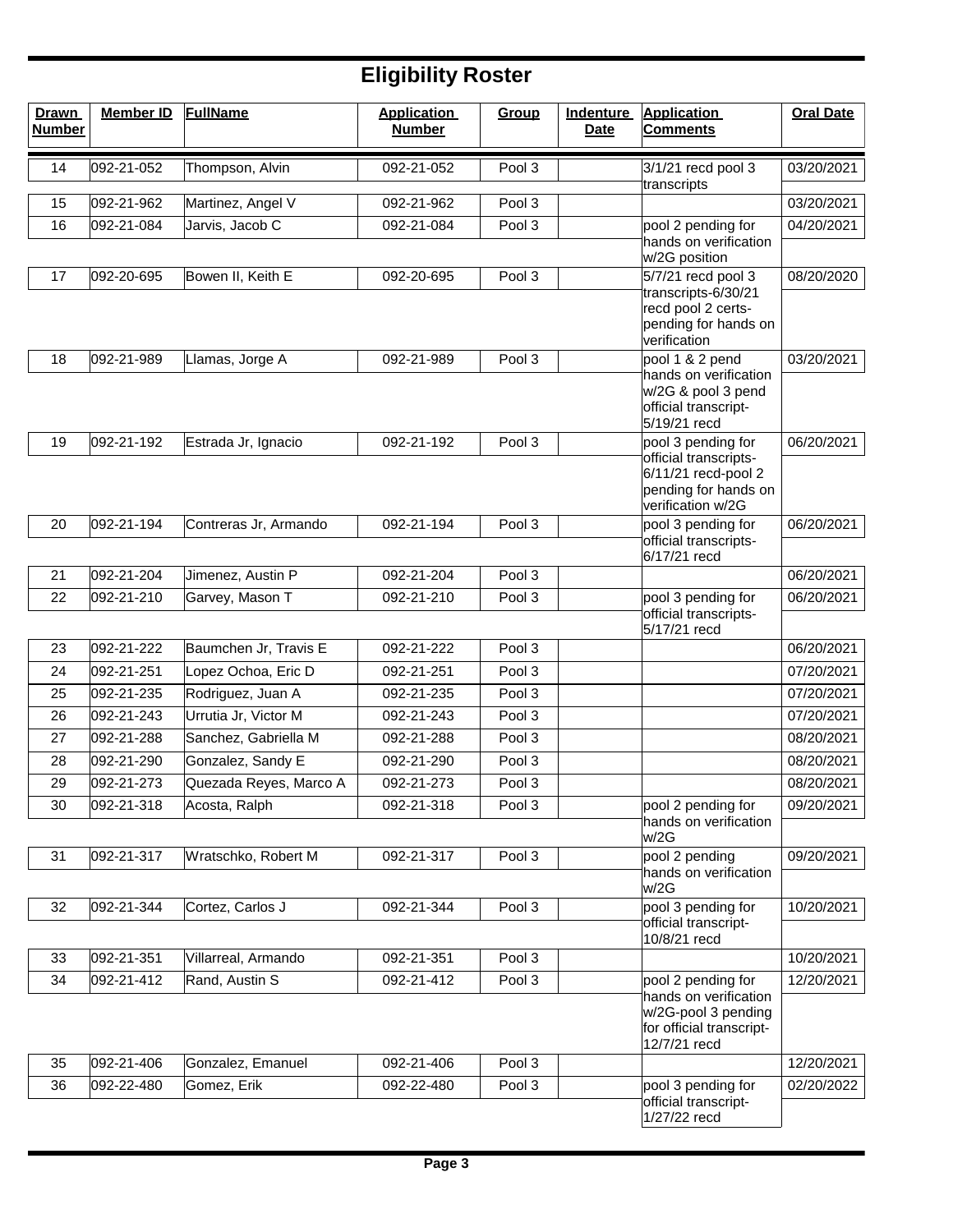# Eligibility Roster

| Drawn Number | Member ID | FullName | Application Number | Group | Indenture Date | Application Comments | Oral Date |
|---|---|---|---|---|---|---|---|
| 14 | 092-21-052 | Thompson, Alvin | 092-21-052 | Pool 3 | | 3/1/21 recd pool 3 transcripts | 03/20/2021 |
| 15 | 092-21-962 | Martinez, Angel V | 092-21-962 | Pool 3 | | | 03/20/2021 |
| 16 | 092-21-084 | Jarvis, Jacob C | 092-21-084 | Pool 3 | | pool 2 pending for hands on verification w/2G position | 04/20/2021 |
| 17 | 092-20-695 | Bowen II, Keith E | 092-20-695 | Pool 3 | | 5/7/21 recd pool 3 transcripts-6/30/21 recd pool 2 certs-pending for hands on verification | 08/20/2020 |
| 18 | 092-21-989 | Llamas, Jorge A | 092-21-989 | Pool 3 | | pool 1 & 2 pend hands on verification w/2G & pool 3 pend official transcript-5/19/21 recd | 03/20/2021 |
| 19 | 092-21-192 | Estrada Jr, Ignacio | 092-21-192 | Pool 3 | | pool 3 pending for official transcripts-6/11/21 recd-pool 2 pending for hands on verification w/2G | 06/20/2021 |
| 20 | 092-21-194 | Contreras Jr, Armando | 092-21-194 | Pool 3 | | pool 3 pending for official transcripts-6/17/21 recd | 06/20/2021 |
| 21 | 092-21-204 | Jimenez, Austin P | 092-21-204 | Pool 3 | | | 06/20/2021 |
| 22 | 092-21-210 | Garvey, Mason T | 092-21-210 | Pool 3 | | pool 3 pending for official transcripts-5/17/21 recd | 06/20/2021 |
| 23 | 092-21-222 | Baumchen Jr, Travis E | 092-21-222 | Pool 3 | | | 06/20/2021 |
| 24 | 092-21-251 | Lopez Ochoa, Eric D | 092-21-251 | Pool 3 | | | 07/20/2021 |
| 25 | 092-21-235 | Rodriguez, Juan A | 092-21-235 | Pool 3 | | | 07/20/2021 |
| 26 | 092-21-243 | Urrutia Jr, Victor M | 092-21-243 | Pool 3 | | | 07/20/2021 |
| 27 | 092-21-288 | Sanchez, Gabriella M | 092-21-288 | Pool 3 | | | 08/20/2021 |
| 28 | 092-21-290 | Gonzalez, Sandy E | 092-21-290 | Pool 3 | | | 08/20/2021 |
| 29 | 092-21-273 | Quezada Reyes, Marco A | 092-21-273 | Pool 3 | | | 08/20/2021 |
| 30 | 092-21-318 | Acosta, Ralph | 092-21-318 | Pool 3 | | pool 2 pending for hands on verification w/2G | 09/20/2021 |
| 31 | 092-21-317 | Wratschko, Robert M | 092-21-317 | Pool 3 | | pool 2 pending hands on verification w/2G | 09/20/2021 |
| 32 | 092-21-344 | Cortez, Carlos J | 092-21-344 | Pool 3 | | pool 3 pending for official transcript-10/8/21 recd | 10/20/2021 |
| 33 | 092-21-351 | Villarreal, Armando | 092-21-351 | Pool 3 | | | 10/20/2021 |
| 34 | 092-21-412 | Rand, Austin S | 092-21-412 | Pool 3 | | pool 2 pending for hands on verification w/2G-pool 3 pending for official transcript-12/7/21 recd | 12/20/2021 |
| 35 | 092-21-406 | Gonzalez, Emanuel | 092-21-406 | Pool 3 | | | 12/20/2021 |
| 36 | 092-22-480 | Gomez, Erik | 092-22-480 | Pool 3 | | pool 3 pending for official transcript-1/27/22 recd | 02/20/2022 |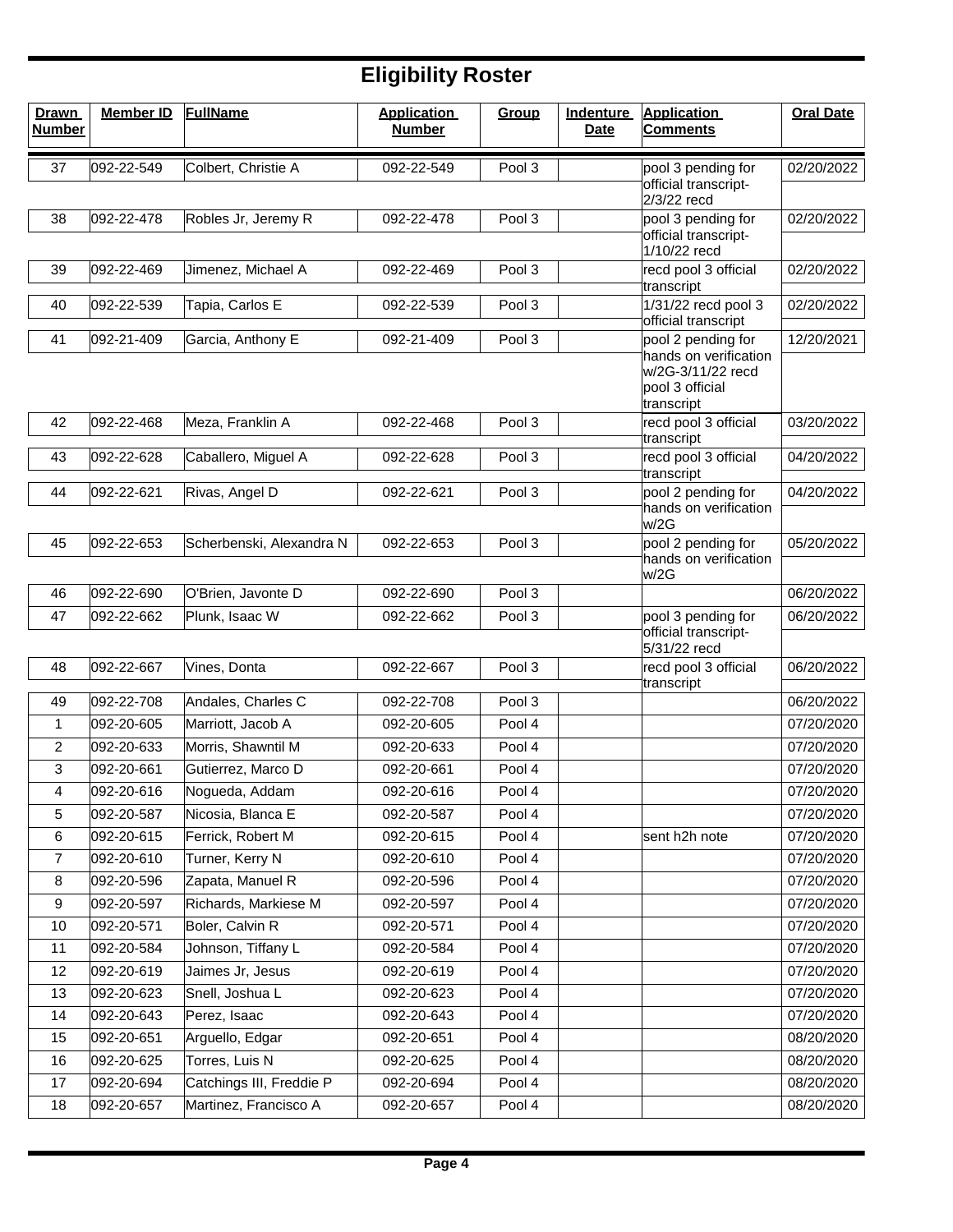# Eligibility Roster

| Drawn Number | Member ID | FullName | Application Number | Group | Indenture Date | Application Comments | Oral Date |
|---|---|---|---|---|---|---|---|
| 37 | 092-22-549 | Colbert, Christie A | 092-22-549 | Pool 3 | | pool 3 pending for official transcript-2/3/22 recd | 02/20/2022 |
| 38 | 092-22-478 | Robles Jr, Jeremy R | 092-22-478 | Pool 3 | | pool 3 pending for official transcript-1/10/22 recd | 02/20/2022 |
| 39 | 092-22-469 | Jimenez, Michael A | 092-22-469 | Pool 3 | | recd pool 3 official transcript | 02/20/2022 |
| 40 | 092-22-539 | Tapia, Carlos E | 092-22-539 | Pool 3 | | 1/31/22 recd pool 3 official transcript | 02/20/2022 |
| 41 | 092-21-409 | Garcia, Anthony E | 092-21-409 | Pool 3 | | pool 2 pending for hands on verification w/2G-3/11/22 recd pool 3 official transcript | 12/20/2021 |
| 42 | 092-22-468 | Meza, Franklin A | 092-22-468 | Pool 3 | | recd pool 3 official transcript | 03/20/2022 |
| 43 | 092-22-628 | Caballero, Miguel A | 092-22-628 | Pool 3 | | recd pool 3 official transcript | 04/20/2022 |
| 44 | 092-22-621 | Rivas, Angel D | 092-22-621 | Pool 3 | | pool 2 pending for hands on verification w/2G | 04/20/2022 |
| 45 | 092-22-653 | Scherbenski, Alexandra N | 092-22-653 | Pool 3 | | pool 2 pending for hands on verification w/2G | 05/20/2022 |
| 46 | 092-22-690 | O'Brien, Javonte D | 092-22-690 | Pool 3 | | | 06/20/2022 |
| 47 | 092-22-662 | Plunk, Isaac W | 092-22-662 | Pool 3 | | pool 3 pending for official transcript-5/31/22 recd | 06/20/2022 |
| 48 | 092-22-667 | Vines, Donta | 092-22-667 | Pool 3 | | recd pool 3 official transcript | 06/20/2022 |
| 49 | 092-22-708 | Andales, Charles C | 092-22-708 | Pool 3 | | | 06/20/2022 |
| 1 | 092-20-605 | Marriott, Jacob A | 092-20-605 | Pool 4 | | | 07/20/2020 |
| 2 | 092-20-633 | Morris, Shawntil M | 092-20-633 | Pool 4 | | | 07/20/2020 |
| 3 | 092-20-661 | Gutierrez, Marco D | 092-20-661 | Pool 4 | | | 07/20/2020 |
| 4 | 092-20-616 | Nogueda, Addam | 092-20-616 | Pool 4 | | | 07/20/2020 |
| 5 | 092-20-587 | Nicosia, Blanca E | 092-20-587 | Pool 4 | | | 07/20/2020 |
| 6 | 092-20-615 | Ferrick, Robert M | 092-20-615 | Pool 4 | | sent h2h note | 07/20/2020 |
| 7 | 092-20-610 | Turner, Kerry N | 092-20-610 | Pool 4 | | | 07/20/2020 |
| 8 | 092-20-596 | Zapata, Manuel R | 092-20-596 | Pool 4 | | | 07/20/2020 |
| 9 | 092-20-597 | Richards, Markiese M | 092-20-597 | Pool 4 | | | 07/20/2020 |
| 10 | 092-20-571 | Boler, Calvin R | 092-20-571 | Pool 4 | | | 07/20/2020 |
| 11 | 092-20-584 | Johnson, Tiffany L | 092-20-584 | Pool 4 | | | 07/20/2020 |
| 12 | 092-20-619 | Jaimes Jr, Jesus | 092-20-619 | Pool 4 | | | 07/20/2020 |
| 13 | 092-20-623 | Snell, Joshua L | 092-20-623 | Pool 4 | | | 07/20/2020 |
| 14 | 092-20-643 | Perez, Isaac | 092-20-643 | Pool 4 | | | 07/20/2020 |
| 15 | 092-20-651 | Arguello, Edgar | 092-20-651 | Pool 4 | | | 08/20/2020 |
| 16 | 092-20-625 | Torres, Luis N | 092-20-625 | Pool 4 | | | 08/20/2020 |
| 17 | 092-20-694 | Catchings III, Freddie P | 092-20-694 | Pool 4 | | | 08/20/2020 |
| 18 | 092-20-657 | Martinez, Francisco A | 092-20-657 | Pool 4 | | | 08/20/2020 |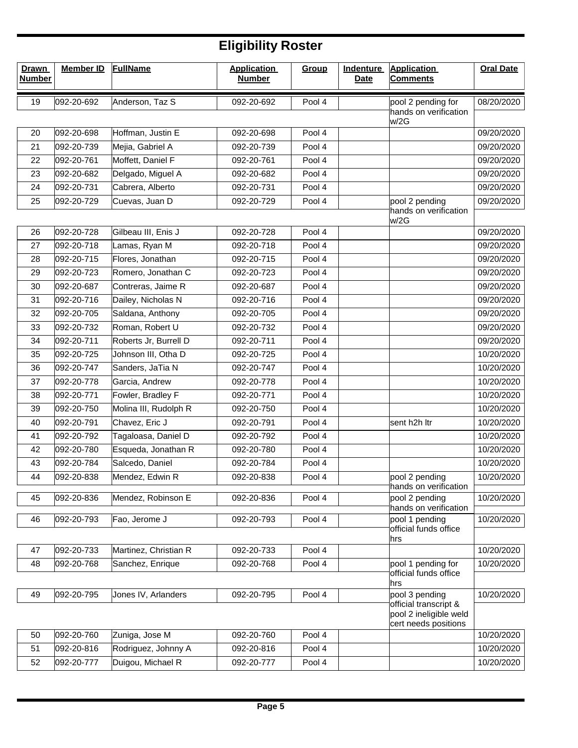# Eligibility Roster

| Drawn Number | Member ID | FullName | Application Number | Group | Indenture Date | Application Comments | Oral Date |
|---|---|---|---|---|---|---|---|
| 19 | 092-20-692 | Anderson, Taz S | 092-20-692 | Pool 4 | | pool 2 pending for hands on verification w/2G | 08/20/2020 |
| 20 | 092-20-698 | Hoffman, Justin E | 092-20-698 | Pool 4 | | | 09/20/2020 |
| 21 | 092-20-739 | Mejia, Gabriel A | 092-20-739 | Pool 4 | | | 09/20/2020 |
| 22 | 092-20-761 | Moffett, Daniel F | 092-20-761 | Pool 4 | | | 09/20/2020 |
| 23 | 092-20-682 | Delgado, Miguel A | 092-20-682 | Pool 4 | | | 09/20/2020 |
| 24 | 092-20-731 | Cabrera, Alberto | 092-20-731 | Pool 4 | | | 09/20/2020 |
| 25 | 092-20-729 | Cuevas, Juan D | 092-20-729 | Pool 4 | | pool 2 pending hands on verification w/2G | 09/20/2020 |
| 26 | 092-20-728 | Gilbeau III, Enis J | 092-20-728 | Pool 4 | | | 09/20/2020 |
| 27 | 092-20-718 | Lamas, Ryan M | 092-20-718 | Pool 4 | | | 09/20/2020 |
| 28 | 092-20-715 | Flores, Jonathan | 092-20-715 | Pool 4 | | | 09/20/2020 |
| 29 | 092-20-723 | Romero, Jonathan C | 092-20-723 | Pool 4 | | | 09/20/2020 |
| 30 | 092-20-687 | Contreras, Jaime R | 092-20-687 | Pool 4 | | | 09/20/2020 |
| 31 | 092-20-716 | Dailey, Nicholas N | 092-20-716 | Pool 4 | | | 09/20/2020 |
| 32 | 092-20-705 | Saldana, Anthony | 092-20-705 | Pool 4 | | | 09/20/2020 |
| 33 | 092-20-732 | Roman, Robert U | 092-20-732 | Pool 4 | | | 09/20/2020 |
| 34 | 092-20-711 | Roberts Jr, Burrell D | 092-20-711 | Pool 4 | | | 09/20/2020 |
| 35 | 092-20-725 | Johnson III, Otha D | 092-20-725 | Pool 4 | | | 10/20/2020 |
| 36 | 092-20-747 | Sanders, JaTia N | 092-20-747 | Pool 4 | | | 10/20/2020 |
| 37 | 092-20-778 | Garcia, Andrew | 092-20-778 | Pool 4 | | | 10/20/2020 |
| 38 | 092-20-771 | Fowler, Bradley F | 092-20-771 | Pool 4 | | | 10/20/2020 |
| 39 | 092-20-750 | Molina III, Rudolph R | 092-20-750 | Pool 4 | | | 10/20/2020 |
| 40 | 092-20-791 | Chavez, Eric J | 092-20-791 | Pool 4 | | sent h2h ltr | 10/20/2020 |
| 41 | 092-20-792 | Tagaloasa, Daniel D | 092-20-792 | Pool 4 | | | 10/20/2020 |
| 42 | 092-20-780 | Esqueda, Jonathan R | 092-20-780 | Pool 4 | | | 10/20/2020 |
| 43 | 092-20-784 | Salcedo, Daniel | 092-20-784 | Pool 4 | | | 10/20/2020 |
| 44 | 092-20-838 | Mendez, Edwin R | 092-20-838 | Pool 4 | | pool 2 pending hands on verification | 10/20/2020 |
| 45 | 092-20-836 | Mendez, Robinson E | 092-20-836 | Pool 4 | | pool 2 pending hands on verification | 10/20/2020 |
| 46 | 092-20-793 | Fao, Jerome J | 092-20-793 | Pool 4 | | pool 1 pending official funds office hrs | 10/20/2020 |
| 47 | 092-20-733 | Martinez, Christian R | 092-20-733 | Pool 4 | | | 10/20/2020 |
| 48 | 092-20-768 | Sanchez, Enrique | 092-20-768 | Pool 4 | | pool 1 pending for official funds office hrs | 10/20/2020 |
| 49 | 092-20-795 | Jones IV, Arlanders | 092-20-795 | Pool 4 | | pool 3 pending official transcript & pool 2 ineligible weld cert needs positions | 10/20/2020 |
| 50 | 092-20-760 | Zuniga, Jose M | 092-20-760 | Pool 4 | | | 10/20/2020 |
| 51 | 092-20-816 | Rodriguez, Johnny A | 092-20-816 | Pool 4 | | | 10/20/2020 |
| 52 | 092-20-777 | Duigou, Michael R | 092-20-777 | Pool 4 | | | 10/20/2020 |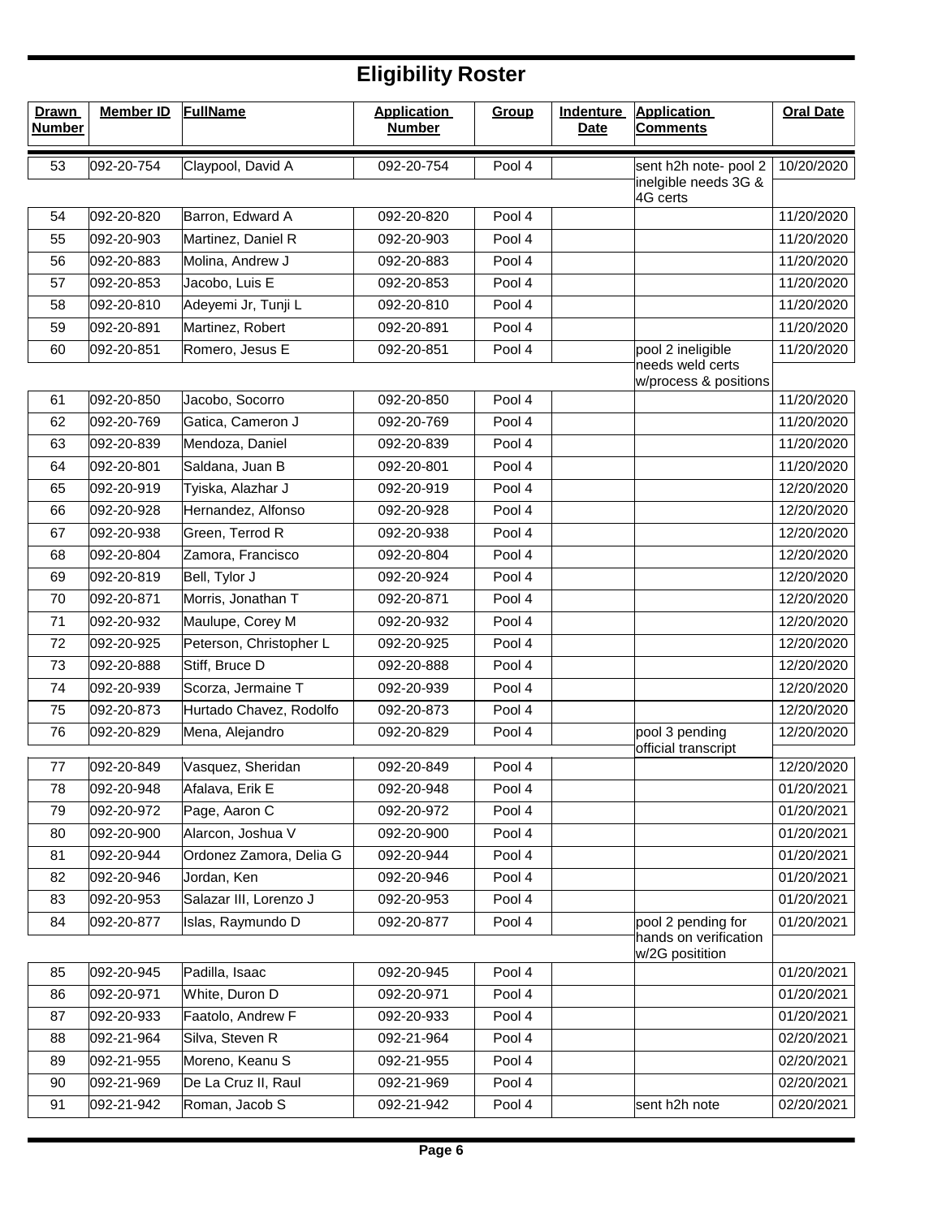# Eligibility Roster

| Drawn Number | Member ID | FullName | Application Number | Group | Indenture Date | Application Comments | Oral Date |
|---|---|---|---|---|---|---|---|
| 53 | 092-20-754 | Claypool, David A | 092-20-754 | Pool 4 | | sent h2h note- pool 2 inelgible needs 3G & 4G certs | 10/20/2020 |
| 54 | 092-20-820 | Barron, Edward A | 092-20-820 | Pool 4 | | | 11/20/2020 |
| 55 | 092-20-903 | Martinez, Daniel R | 092-20-903 | Pool 4 | | | 11/20/2020 |
| 56 | 092-20-883 | Molina, Andrew J | 092-20-883 | Pool 4 | | | 11/20/2020 |
| 57 | 092-20-853 | Jacobo, Luis E | 092-20-853 | Pool 4 | | | 11/20/2020 |
| 58 | 092-20-810 | Adeyemi Jr, Tunji L | 092-20-810 | Pool 4 | | | 11/20/2020 |
| 59 | 092-20-891 | Martinez, Robert | 092-20-891 | Pool 4 | | | 11/20/2020 |
| 60 | 092-20-851 | Romero, Jesus E | 092-20-851 | Pool 4 | | pool 2 ineligible needs weld certs w/process & positions | 11/20/2020 |
| 61 | 092-20-850 | Jacobo, Socorro | 092-20-850 | Pool 4 | | | 11/20/2020 |
| 62 | 092-20-769 | Gatica, Cameron J | 092-20-769 | Pool 4 | | | 11/20/2020 |
| 63 | 092-20-839 | Mendoza, Daniel | 092-20-839 | Pool 4 | | | 11/20/2020 |
| 64 | 092-20-801 | Saldana, Juan B | 092-20-801 | Pool 4 | | | 11/20/2020 |
| 65 | 092-20-919 | Tyiska, Alazhar J | 092-20-919 | Pool 4 | | | 12/20/2020 |
| 66 | 092-20-928 | Hernandez, Alfonso | 092-20-928 | Pool 4 | | | 12/20/2020 |
| 67 | 092-20-938 | Green, Terrod R | 092-20-938 | Pool 4 | | | 12/20/2020 |
| 68 | 092-20-804 | Zamora, Francisco | 092-20-804 | Pool 4 | | | 12/20/2020 |
| 69 | 092-20-819 | Bell, Tylor J | 092-20-924 | Pool 4 | | | 12/20/2020 |
| 70 | 092-20-871 | Morris, Jonathan T | 092-20-871 | Pool 4 | | | 12/20/2020 |
| 71 | 092-20-932 | Maulupe, Corey M | 092-20-932 | Pool 4 | | | 12/20/2020 |
| 72 | 092-20-925 | Peterson, Christopher L | 092-20-925 | Pool 4 | | | 12/20/2020 |
| 73 | 092-20-888 | Stiff, Bruce D | 092-20-888 | Pool 4 | | | 12/20/2020 |
| 74 | 092-20-939 | Scorza, Jermaine T | 092-20-939 | Pool 4 | | | 12/20/2020 |
| 75 | 092-20-873 | Hurtado Chavez, Rodolfo | 092-20-873 | Pool 4 | | | 12/20/2020 |
| 76 | 092-20-829 | Mena, Alejandro | 092-20-829 | Pool 4 | | pool 3 pending official transcript | 12/20/2020 |
| 77 | 092-20-849 | Vasquez, Sheridan | 092-20-849 | Pool 4 | | | 12/20/2020 |
| 78 | 092-20-948 | Afalava, Erik E | 092-20-948 | Pool 4 | | | 01/20/2021 |
| 79 | 092-20-972 | Page, Aaron C | 092-20-972 | Pool 4 | | | 01/20/2021 |
| 80 | 092-20-900 | Alarcon, Joshua V | 092-20-900 | Pool 4 | | | 01/20/2021 |
| 81 | 092-20-944 | Ordonez Zamora, Delia G | 092-20-944 | Pool 4 | | | 01/20/2021 |
| 82 | 092-20-946 | Jordan, Ken | 092-20-946 | Pool 4 | | | 01/20/2021 |
| 83 | 092-20-953 | Salazar III, Lorenzo J | 092-20-953 | Pool 4 | | | 01/20/2021 |
| 84 | 092-20-877 | Islas, Raymundo D | 092-20-877 | Pool 4 | | pool 2 pending for hands on verification w/2G positition | 01/20/2021 |
| 85 | 092-20-945 | Padilla, Isaac | 092-20-945 | Pool 4 | | | 01/20/2021 |
| 86 | 092-20-971 | White, Duron D | 092-20-971 | Pool 4 | | | 01/20/2021 |
| 87 | 092-20-933 | Faatolo, Andrew F | 092-20-933 | Pool 4 | | | 01/20/2021 |
| 88 | 092-21-964 | Silva, Steven R | 092-21-964 | Pool 4 | | | 02/20/2021 |
| 89 | 092-21-955 | Moreno, Keanu S | 092-21-955 | Pool 4 | | | 02/20/2021 |
| 90 | 092-21-969 | De La Cruz II, Raul | 092-21-969 | Pool 4 | | | 02/20/2021 |
| 91 | 092-21-942 | Roman, Jacob S | 092-21-942 | Pool 4 | | sent h2h note | 02/20/2021 |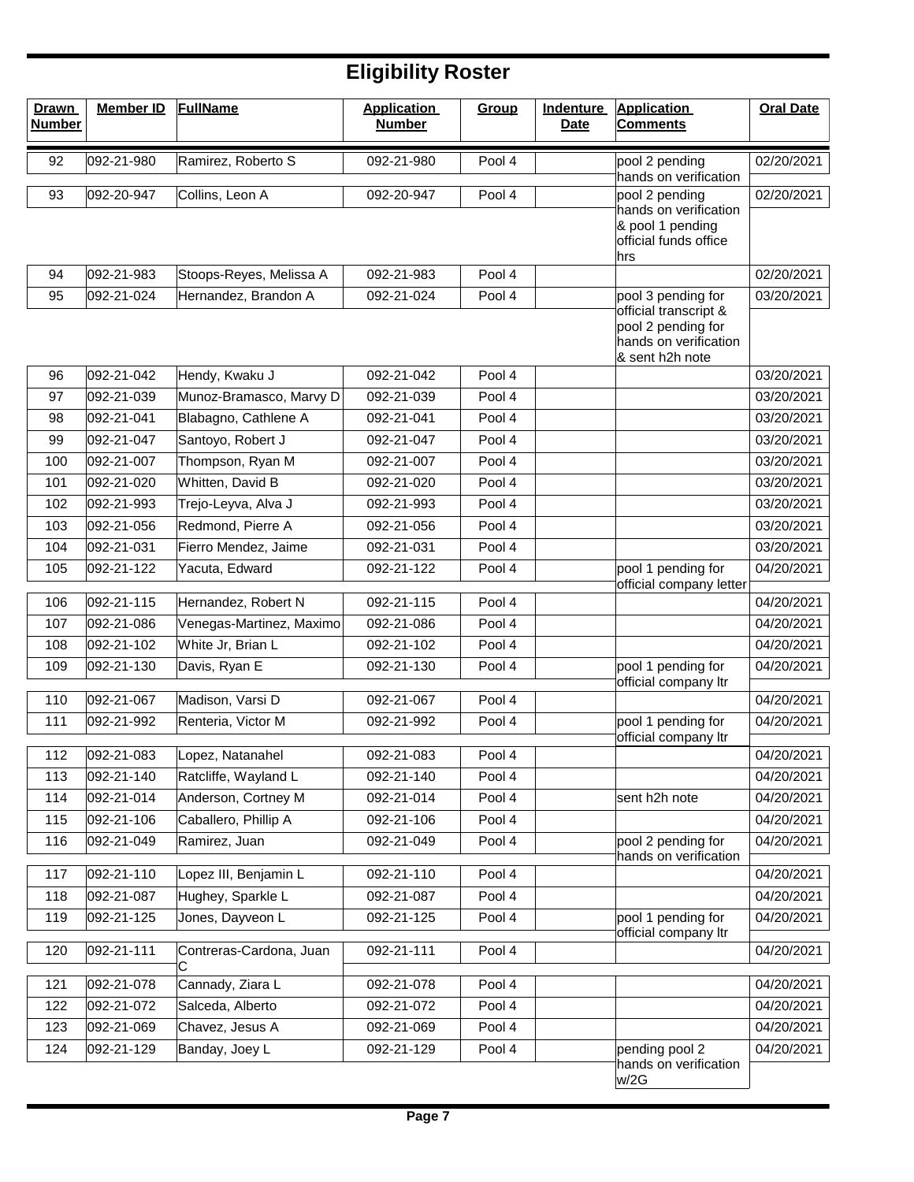# Eligibility Roster

| Drawn Number | Member ID | FullName | Application Number | Group | Indenture Date | Application Comments | Oral Date |
|---|---|---|---|---|---|---|---|
| 92 | 092-21-980 | Ramirez, Roberto S | 092-21-980 | Pool 4 | | pool 2 pending hands on verification | 02/20/2021 |
| 93 | 092-20-947 | Collins, Leon A | 092-20-947 | Pool 4 | | pool 2 pending hands on verification & pool 1 pending official funds office hrs | 02/20/2021 |
| 94 | 092-21-983 | Stoops-Reyes, Melissa A | 092-21-983 | Pool 4 | | | 02/20/2021 |
| 95 | 092-21-024 | Hernandez, Brandon A | 092-21-024 | Pool 4 | | pool 3 pending for official transcript & pool 2 pending for hands on verification & sent h2h note | 03/20/2021 |
| 96 | 092-21-042 | Hendy, Kwaku J | 092-21-042 | Pool 4 | | | 03/20/2021 |
| 97 | 092-21-039 | Munoz-Bramasco, Marvy D | 092-21-039 | Pool 4 | | | 03/20/2021 |
| 98 | 092-21-041 | Blabagno, Cathlene A | 092-21-041 | Pool 4 | | | 03/20/2021 |
| 99 | 092-21-047 | Santoyo, Robert J | 092-21-047 | Pool 4 | | | 03/20/2021 |
| 100 | 092-21-007 | Thompson, Ryan M | 092-21-007 | Pool 4 | | | 03/20/2021 |
| 101 | 092-21-020 | Whitten, David B | 092-21-020 | Pool 4 | | | 03/20/2021 |
| 102 | 092-21-993 | Trejo-Leyva, Alva J | 092-21-993 | Pool 4 | | | 03/20/2021 |
| 103 | 092-21-056 | Redmond, Pierre A | 092-21-056 | Pool 4 | | | 03/20/2021 |
| 104 | 092-21-031 | Fierro Mendez, Jaime | 092-21-031 | Pool 4 | | | 03/20/2021 |
| 105 | 092-21-122 | Yacuta, Edward | 092-21-122 | Pool 4 | | pool 1 pending for official company letter | 04/20/2021 |
| 106 | 092-21-115 | Hernandez, Robert N | 092-21-115 | Pool 4 | | | 04/20/2021 |
| 107 | 092-21-086 | Venegas-Martinez, Maximo | 092-21-086 | Pool 4 | | | 04/20/2021 |
| 108 | 092-21-102 | White Jr, Brian L | 092-21-102 | Pool 4 | | | 04/20/2021 |
| 109 | 092-21-130 | Davis, Ryan E | 092-21-130 | Pool 4 | | pool 1 pending for official company ltr | 04/20/2021 |
| 110 | 092-21-067 | Madison, Varsi D | 092-21-067 | Pool 4 | | | 04/20/2021 |
| 111 | 092-21-992 | Renteria, Victor M | 092-21-992 | Pool 4 | | pool 1 pending for official company ltr | 04/20/2021 |
| 112 | 092-21-083 | Lopez, Natanahel | 092-21-083 | Pool 4 | | | 04/20/2021 |
| 113 | 092-21-140 | Ratcliffe, Wayland L | 092-21-140 | Pool 4 | | | 04/20/2021 |
| 114 | 092-21-014 | Anderson, Cortney M | 092-21-014 | Pool 4 | | sent h2h note | 04/20/2021 |
| 115 | 092-21-106 | Caballero, Phillip A | 092-21-106 | Pool 4 | | | 04/20/2021 |
| 116 | 092-21-049 | Ramirez, Juan | 092-21-049 | Pool 4 | | pool 2 pending for hands on verification | 04/20/2021 |
| 117 | 092-21-110 | Lopez III, Benjamin L | 092-21-110 | Pool 4 | | | 04/20/2021 |
| 118 | 092-21-087 | Hughey, Sparkle L | 092-21-087 | Pool 4 | | | 04/20/2021 |
| 119 | 092-21-125 | Jones, Dayveon L | 092-21-125 | Pool 4 | | pool 1 pending for official company ltr | 04/20/2021 |
| 120 | 092-21-111 | Contreras-Cardona, Juan C | 092-21-111 | Pool 4 | | | 04/20/2021 |
| 121 | 092-21-078 | Cannady, Ziara L | 092-21-078 | Pool 4 | | | 04/20/2021 |
| 122 | 092-21-072 | Salceda, Alberto | 092-21-072 | Pool 4 | | | 04/20/2021 |
| 123 | 092-21-069 | Chavez, Jesus A | 092-21-069 | Pool 4 | | | 04/20/2021 |
| 124 | 092-21-129 | Banday, Joey L | 092-21-129 | Pool 4 | | pending pool 2 hands on verification w/2G | 04/20/2021 |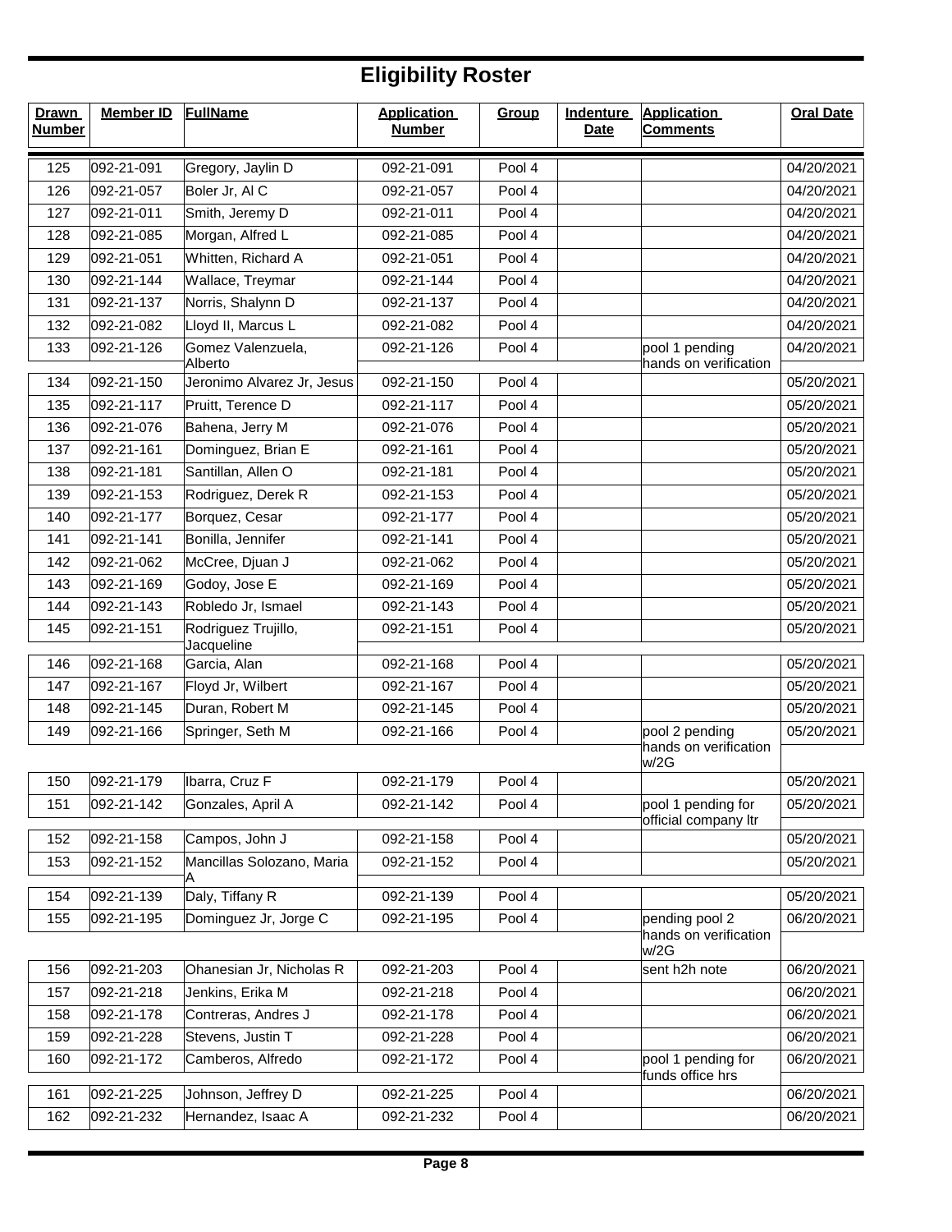# Eligibility Roster

| Drawn Number | Member ID | FullName | Application Number | Group | Indenture Date | Application Comments | Oral Date |
|---|---|---|---|---|---|---|---|
| 125 | 092-21-091 | Gregory, Jaylin D | 092-21-091 | Pool 4 | | | 04/20/2021 |
| 126 | 092-21-057 | Boler Jr, Al C | 092-21-057 | Pool 4 | | | 04/20/2021 |
| 127 | 092-21-011 | Smith, Jeremy D | 092-21-011 | Pool 4 | | | 04/20/2021 |
| 128 | 092-21-085 | Morgan, Alfred L | 092-21-085 | Pool 4 | | | 04/20/2021 |
| 129 | 092-21-051 | Whitten, Richard A | 092-21-051 | Pool 4 | | | 04/20/2021 |
| 130 | 092-21-144 | Wallace, Treymar | 092-21-144 | Pool 4 | | | 04/20/2021 |
| 131 | 092-21-137 | Norris, Shalynn D | 092-21-137 | Pool 4 | | | 04/20/2021 |
| 132 | 092-21-082 | Lloyd II, Marcus L | 092-21-082 | Pool 4 | | | 04/20/2021 |
| 133 | 092-21-126 | Gomez Valenzuela, Alberto | 092-21-126 | Pool 4 | | pool 1 pending hands on verification | 04/20/2021 |
| 134 | 092-21-150 | Jeronimo Alvarez Jr, Jesus | 092-21-150 | Pool 4 | | | 05/20/2021 |
| 135 | 092-21-117 | Pruitt, Terence D | 092-21-117 | Pool 4 | | | 05/20/2021 |
| 136 | 092-21-076 | Bahena, Jerry M | 092-21-076 | Pool 4 | | | 05/20/2021 |
| 137 | 092-21-161 | Dominguez, Brian E | 092-21-161 | Pool 4 | | | 05/20/2021 |
| 138 | 092-21-181 | Santillan, Allen O | 092-21-181 | Pool 4 | | | 05/20/2021 |
| 139 | 092-21-153 | Rodriguez, Derek R | 092-21-153 | Pool 4 | | | 05/20/2021 |
| 140 | 092-21-177 | Borquez, Cesar | 092-21-177 | Pool 4 | | | 05/20/2021 |
| 141 | 092-21-141 | Bonilla, Jennifer | 092-21-141 | Pool 4 | | | 05/20/2021 |
| 142 | 092-21-062 | McCree, Djuan J | 092-21-062 | Pool 4 | | | 05/20/2021 |
| 143 | 092-21-169 | Godoy, Jose E | 092-21-169 | Pool 4 | | | 05/20/2021 |
| 144 | 092-21-143 | Robledo Jr, Ismael | 092-21-143 | Pool 4 | | | 05/20/2021 |
| 145 | 092-21-151 | Rodriguez Trujillo, Jacqueline | 092-21-151 | Pool 4 | | | 05/20/2021 |
| 146 | 092-21-168 | Garcia, Alan | 092-21-168 | Pool 4 | | | 05/20/2021 |
| 147 | 092-21-167 | Floyd Jr, Wilbert | 092-21-167 | Pool 4 | | | 05/20/2021 |
| 148 | 092-21-145 | Duran, Robert M | 092-21-145 | Pool 4 | | | 05/20/2021 |
| 149 | 092-21-166 | Springer, Seth M | 092-21-166 | Pool 4 | | pool 2 pending hands on verification w/2G | 05/20/2021 |
| 150 | 092-21-179 | Ibarra, Cruz F | 092-21-179 | Pool 4 | | | 05/20/2021 |
| 151 | 092-21-142 | Gonzales, April A | 092-21-142 | Pool 4 | | pool 1 pending for official company ltr | 05/20/2021 |
| 152 | 092-21-158 | Campos, John J | 092-21-158 | Pool 4 | | | 05/20/2021 |
| 153 | 092-21-152 | Mancillas Solozano, Maria A | 092-21-152 | Pool 4 | | | 05/20/2021 |
| 154 | 092-21-139 | Daly, Tiffany R | 092-21-139 | Pool 4 | | | 05/20/2021 |
| 155 | 092-21-195 | Dominguez Jr, Jorge C | 092-21-195 | Pool 4 | | pending pool 2 hands on verification w/2G | 06/20/2021 |
| 156 | 092-21-203 | Ohanesian Jr, Nicholas R | 092-21-203 | Pool 4 | | sent h2h note | 06/20/2021 |
| 157 | 092-21-218 | Jenkins, Erika M | 092-21-218 | Pool 4 | | | 06/20/2021 |
| 158 | 092-21-178 | Contreras, Andres J | 092-21-178 | Pool 4 | | | 06/20/2021 |
| 159 | 092-21-228 | Stevens, Justin T | 092-21-228 | Pool 4 | | | 06/20/2021 |
| 160 | 092-21-172 | Camberos, Alfredo | 092-21-172 | Pool 4 | | pool 1 pending for funds office hrs | 06/20/2021 |
| 161 | 092-21-225 | Johnson, Jeffrey D | 092-21-225 | Pool 4 | | | 06/20/2021 |
| 162 | 092-21-232 | Hernandez, Isaac A | 092-21-232 | Pool 4 | | | 06/20/2021 |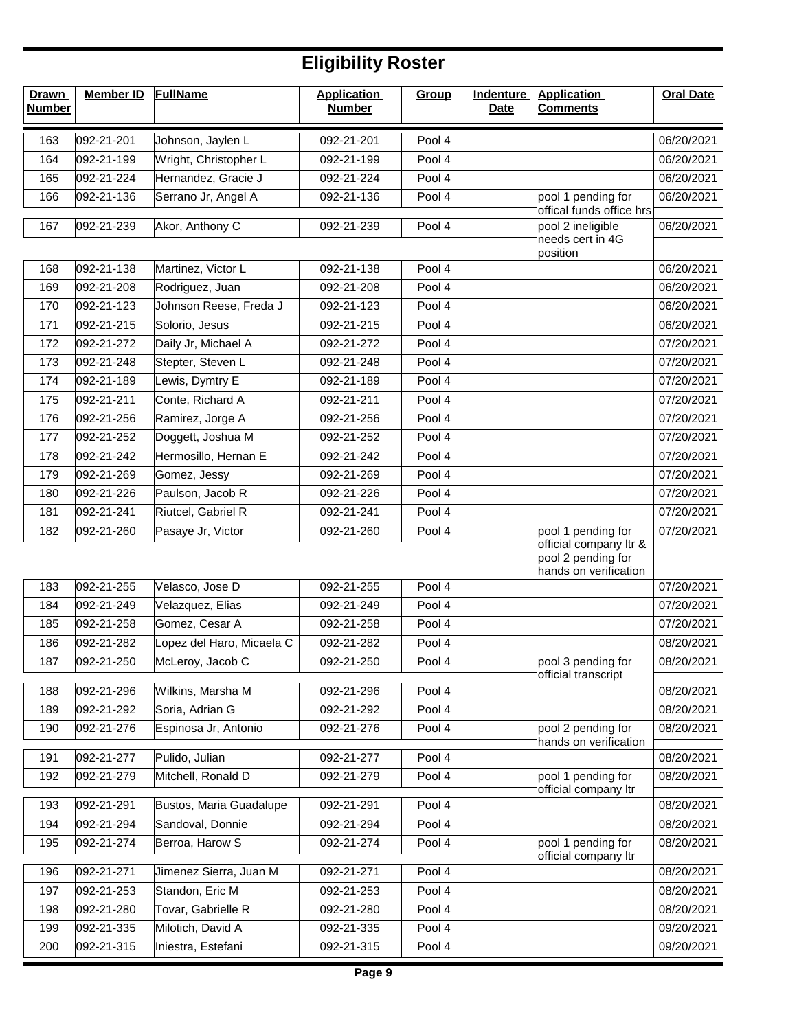# Eligibility Roster

| Drawn Number | Member ID | FullName | Application Number | Group | Indenture Date | Application Comments | Oral Date |
|---|---|---|---|---|---|---|---|
| 163 | 092-21-201 | Johnson, Jaylen L | 092-21-201 | Pool 4 | | | 06/20/2021 |
| 164 | 092-21-199 | Wright, Christopher L | 092-21-199 | Pool 4 | | | 06/20/2021 |
| 165 | 092-21-224 | Hernandez, Gracie J | 092-21-224 | Pool 4 | | | 06/20/2021 |
| 166 | 092-21-136 | Serrano Jr, Angel A | 092-21-136 | Pool 4 | | pool 1 pending for offical funds office hrs | 06/20/2021 |
| 167 | 092-21-239 | Akor, Anthony C | 092-21-239 | Pool 4 | | pool 2 ineligible needs cert in 4G position | 06/20/2021 |
| 168 | 092-21-138 | Martinez, Victor L | 092-21-138 | Pool 4 | | | 06/20/2021 |
| 169 | 092-21-208 | Rodriguez, Juan | 092-21-208 | Pool 4 | | | 06/20/2021 |
| 170 | 092-21-123 | Johnson Reese, Freda J | 092-21-123 | Pool 4 | | | 06/20/2021 |
| 171 | 092-21-215 | Solorio, Jesus | 092-21-215 | Pool 4 | | | 06/20/2021 |
| 172 | 092-21-272 | Daily Jr, Michael A | 092-21-272 | Pool 4 | | | 07/20/2021 |
| 173 | 092-21-248 | Stepter, Steven L | 092-21-248 | Pool 4 | | | 07/20/2021 |
| 174 | 092-21-189 | Lewis, Dymtry E | 092-21-189 | Pool 4 | | | 07/20/2021 |
| 175 | 092-21-211 | Conte, Richard A | 092-21-211 | Pool 4 | | | 07/20/2021 |
| 176 | 092-21-256 | Ramirez, Jorge A | 092-21-256 | Pool 4 | | | 07/20/2021 |
| 177 | 092-21-252 | Doggett, Joshua M | 092-21-252 | Pool 4 | | | 07/20/2021 |
| 178 | 092-21-242 | Hermosillo, Hernan E | 092-21-242 | Pool 4 | | | 07/20/2021 |
| 179 | 092-21-269 | Gomez, Jessy | 092-21-269 | Pool 4 | | | 07/20/2021 |
| 180 | 092-21-226 | Paulson, Jacob R | 092-21-226 | Pool 4 | | | 07/20/2021 |
| 181 | 092-21-241 | Riutcel, Gabriel R | 092-21-241 | Pool 4 | | | 07/20/2021 |
| 182 | 092-21-260 | Pasaye Jr, Victor | 092-21-260 | Pool 4 | | pool 1 pending for official company ltr & pool 2 pending for hands on verification | 07/20/2021 |
| 183 | 092-21-255 | Velasco, Jose D | 092-21-255 | Pool 4 | | | 07/20/2021 |
| 184 | 092-21-249 | Velazquez, Elias | 092-21-249 | Pool 4 | | | 07/20/2021 |
| 185 | 092-21-258 | Gomez, Cesar A | 092-21-258 | Pool 4 | | | 07/20/2021 |
| 186 | 092-21-282 | Lopez del Haro, Micaela C | 092-21-282 | Pool 4 | | | 08/20/2021 |
| 187 | 092-21-250 | McLeroy, Jacob C | 092-21-250 | Pool 4 | | pool 3 pending for official transcript | 08/20/2021 |
| 188 | 092-21-296 | Wilkins, Marsha M | 092-21-296 | Pool 4 | | | 08/20/2021 |
| 189 | 092-21-292 | Soria, Adrian G | 092-21-292 | Pool 4 | | | 08/20/2021 |
| 190 | 092-21-276 | Espinosa Jr, Antonio | 092-21-276 | Pool 4 | | pool 2 pending for hands on verification | 08/20/2021 |
| 191 | 092-21-277 | Pulido, Julian | 092-21-277 | Pool 4 | | | 08/20/2021 |
| 192 | 092-21-279 | Mitchell, Ronald D | 092-21-279 | Pool 4 | | pool 1 pending for official company ltr | 08/20/2021 |
| 193 | 092-21-291 | Bustos, Maria Guadalupe | 092-21-291 | Pool 4 | | | 08/20/2021 |
| 194 | 092-21-294 | Sandoval, Donnie | 092-21-294 | Pool 4 | | | 08/20/2021 |
| 195 | 092-21-274 | Berroa, Harow S | 092-21-274 | Pool 4 | | pool 1 pending for official company ltr | 08/20/2021 |
| 196 | 092-21-271 | Jimenez Sierra, Juan M | 092-21-271 | Pool 4 | | | 08/20/2021 |
| 197 | 092-21-253 | Standon, Eric M | 092-21-253 | Pool 4 | | | 08/20/2021 |
| 198 | 092-21-280 | Tovar, Gabrielle R | 092-21-280 | Pool 4 | | | 08/20/2021 |
| 199 | 092-21-335 | Milotich, David A | 092-21-335 | Pool 4 | | | 09/20/2021 |
| 200 | 092-21-315 | Iniestra, Estefani | 092-21-315 | Pool 4 | | | 09/20/2021 |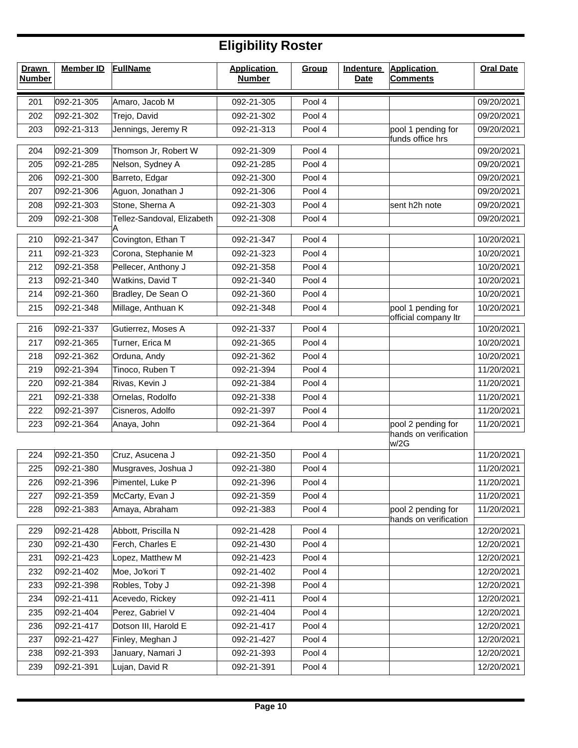# Eligibility Roster

| Drawn Number | Member ID | FullName | Application Number | Group | Indenture Date | Application Comments | Oral Date |
|---|---|---|---|---|---|---|---|
| 201 | 092-21-305 | Amaro, Jacob M | 092-21-305 | Pool 4 | | | 09/20/2021 |
| 202 | 092-21-302 | Trejo, David | 092-21-302 | Pool 4 | | | 09/20/2021 |
| 203 | 092-21-313 | Jennings, Jeremy R | 092-21-313 | Pool 4 | | pool 1 pending for funds office hrs | 09/20/2021 |
| 204 | 092-21-309 | Thomson Jr, Robert W | 092-21-309 | Pool 4 | | | 09/20/2021 |
| 205 | 092-21-285 | Nelson, Sydney A | 092-21-285 | Pool 4 | | | 09/20/2021 |
| 206 | 092-21-300 | Barreto, Edgar | 092-21-300 | Pool 4 | | | 09/20/2021 |
| 207 | 092-21-306 | Aguon, Jonathan J | 092-21-306 | Pool 4 | | | 09/20/2021 |
| 208 | 092-21-303 | Stone, Sherna A | 092-21-303 | Pool 4 | | sent h2h note | 09/20/2021 |
| 209 | 092-21-308 | Tellez-Sandoval, Elizabeth A | 092-21-308 | Pool 4 | | | 09/20/2021 |
| 210 | 092-21-347 | Covington, Ethan T | 092-21-347 | Pool 4 | | | 10/20/2021 |
| 211 | 092-21-323 | Corona, Stephanie M | 092-21-323 | Pool 4 | | | 10/20/2021 |
| 212 | 092-21-358 | Pellecer, Anthony J | 092-21-358 | Pool 4 | | | 10/20/2021 |
| 213 | 092-21-340 | Watkins, David T | 092-21-340 | Pool 4 | | | 10/20/2021 |
| 214 | 092-21-360 | Bradley, De Sean O | 092-21-360 | Pool 4 | | | 10/20/2021 |
| 215 | 092-21-348 | Millage, Anthuan K | 092-21-348 | Pool 4 | | pool 1 pending for official company ltr | 10/20/2021 |
| 216 | 092-21-337 | Gutierrez, Moses A | 092-21-337 | Pool 4 | | | 10/20/2021 |
| 217 | 092-21-365 | Turner, Erica M | 092-21-365 | Pool 4 | | | 10/20/2021 |
| 218 | 092-21-362 | Orduna, Andy | 092-21-362 | Pool 4 | | | 10/20/2021 |
| 219 | 092-21-394 | Tinoco, Ruben T | 092-21-394 | Pool 4 | | | 11/20/2021 |
| 220 | 092-21-384 | Rivas, Kevin J | 092-21-384 | Pool 4 | | | 11/20/2021 |
| 221 | 092-21-338 | Ornelas, Rodolfo | 092-21-338 | Pool 4 | | | 11/20/2021 |
| 222 | 092-21-397 | Cisneros, Adolfo | 092-21-397 | Pool 4 | | | 11/20/2021 |
| 223 | 092-21-364 | Anaya, John | 092-21-364 | Pool 4 | | pool 2 pending for hands on verification w/2G | 11/20/2021 |
| 224 | 092-21-350 | Cruz, Asucena J | 092-21-350 | Pool 4 | | | 11/20/2021 |
| 225 | 092-21-380 | Musgraves, Joshua J | 092-21-380 | Pool 4 | | | 11/20/2021 |
| 226 | 092-21-396 | Pimentel, Luke P | 092-21-396 | Pool 4 | | | 11/20/2021 |
| 227 | 092-21-359 | McCarty, Evan J | 092-21-359 | Pool 4 | | | 11/20/2021 |
| 228 | 092-21-383 | Amaya, Abraham | 092-21-383 | Pool 4 | | pool 2 pending for hands on verification | 11/20/2021 |
| 229 | 092-21-428 | Abbott, Priscilla N | 092-21-428 | Pool 4 | | | 12/20/2021 |
| 230 | 092-21-430 | Ferch, Charles E | 092-21-430 | Pool 4 | | | 12/20/2021 |
| 231 | 092-21-423 | Lopez, Matthew M | 092-21-423 | Pool 4 | | | 12/20/2021 |
| 232 | 092-21-402 | Moe, Jo'kori T | 092-21-402 | Pool 4 | | | 12/20/2021 |
| 233 | 092-21-398 | Robles, Toby J | 092-21-398 | Pool 4 | | | 12/20/2021 |
| 234 | 092-21-411 | Acevedo, Rickey | 092-21-411 | Pool 4 | | | 12/20/2021 |
| 235 | 092-21-404 | Perez, Gabriel V | 092-21-404 | Pool 4 | | | 12/20/2021 |
| 236 | 092-21-417 | Dotson III, Harold E | 092-21-417 | Pool 4 | | | 12/20/2021 |
| 237 | 092-21-427 | Finley, Meghan J | 092-21-427 | Pool 4 | | | 12/20/2021 |
| 238 | 092-21-393 | January, Namari J | 092-21-393 | Pool 4 | | | 12/20/2021 |
| 239 | 092-21-391 | Lujan, David R | 092-21-391 | Pool 4 | | | 12/20/2021 |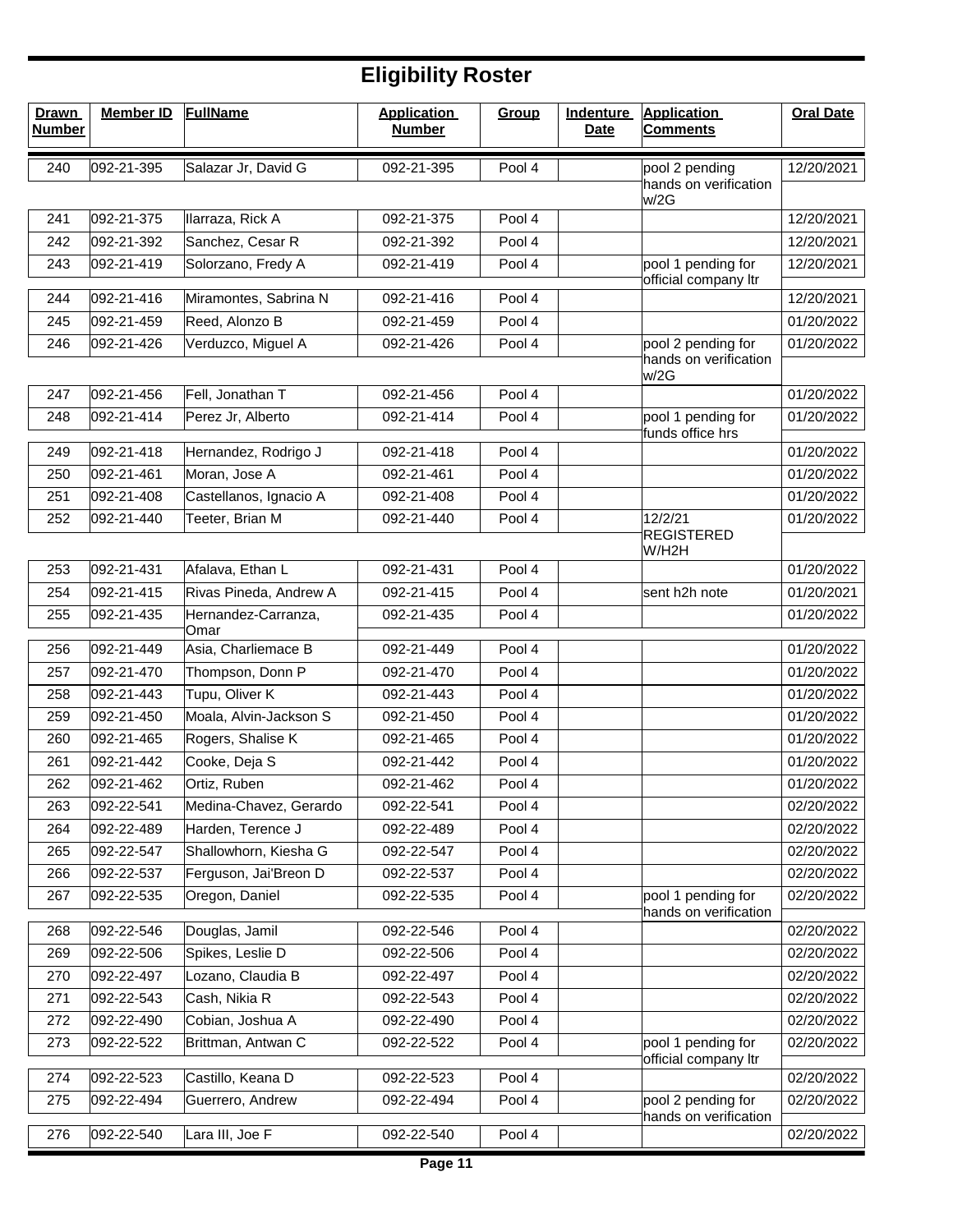# Eligibility Roster

| Drawn Number | Member ID | FullName | Application Number | Group | Indenture Date | Application Comments | Oral Date |
|---|---|---|---|---|---|---|---|
| 240 | 092-21-395 | Salazar Jr, David G | 092-21-395 | Pool 4 | | pool 2 pending hands on verification w/2G | 12/20/2021 |
| 241 | 092-21-375 | Ilarraza, Rick A | 092-21-375 | Pool 4 | | | 12/20/2021 |
| 242 | 092-21-392 | Sanchez, Cesar R | 092-21-392 | Pool 4 | | | 12/20/2021 |
| 243 | 092-21-419 | Solorzano, Fredy A | 092-21-419 | Pool 4 | | pool 1 pending for official company ltr | 12/20/2021 |
| 244 | 092-21-416 | Miramontes, Sabrina N | 092-21-416 | Pool 4 | | | 12/20/2021 |
| 245 | 092-21-459 | Reed, Alonzo B | 092-21-459 | Pool 4 | | | 01/20/2022 |
| 246 | 092-21-426 | Verduzco, Miguel A | 092-21-426 | Pool 4 | | pool 2 pending for hands on verification w/2G | 01/20/2022 |
| 247 | 092-21-456 | Fell, Jonathan T | 092-21-456 | Pool 4 | | | 01/20/2022 |
| 248 | 092-21-414 | Perez Jr, Alberto | 092-21-414 | Pool 4 | | pool 1 pending for funds office hrs | 01/20/2022 |
| 249 | 092-21-418 | Hernandez, Rodrigo J | 092-21-418 | Pool 4 | | | 01/20/2022 |
| 250 | 092-21-461 | Moran, Jose A | 092-21-461 | Pool 4 | | | 01/20/2022 |
| 251 | 092-21-408 | Castellanos, Ignacio A | 092-21-408 | Pool 4 | | | 01/20/2022 |
| 252 | 092-21-440 | Teeter, Brian M | 092-21-440 | Pool 4 | | 12/2/21 REGISTERED W/H2H | 01/20/2022 |
| 253 | 092-21-431 | Afalava, Ethan L | 092-21-431 | Pool 4 | | | 01/20/2022 |
| 254 | 092-21-415 | Rivas Pineda, Andrew A | 092-21-415 | Pool 4 | | sent h2h note | 01/20/2021 |
| 255 | 092-21-435 | Hernandez-Carranza, Omar | 092-21-435 | Pool 4 | | | 01/20/2022 |
| 256 | 092-21-449 | Asia, Charliemace B | 092-21-449 | Pool 4 | | | 01/20/2022 |
| 257 | 092-21-470 | Thompson, Donn P | 092-21-470 | Pool 4 | | | 01/20/2022 |
| 258 | 092-21-443 | Tupu, Oliver K | 092-21-443 | Pool 4 | | | 01/20/2022 |
| 259 | 092-21-450 | Moala, Alvin-Jackson S | 092-21-450 | Pool 4 | | | 01/20/2022 |
| 260 | 092-21-465 | Rogers, Shalise K | 092-21-465 | Pool 4 | | | 01/20/2022 |
| 261 | 092-21-442 | Cooke, Deja S | 092-21-442 | Pool 4 | | | 01/20/2022 |
| 262 | 092-21-462 | Ortiz, Ruben | 092-21-462 | Pool 4 | | | 01/20/2022 |
| 263 | 092-22-541 | Medina-Chavez, Gerardo | 092-22-541 | Pool 4 | | | 02/20/2022 |
| 264 | 092-22-489 | Harden, Terence J | 092-22-489 | Pool 4 | | | 02/20/2022 |
| 265 | 092-22-547 | Shallowhorn, Kiesha G | 092-22-547 | Pool 4 | | | 02/20/2022 |
| 266 | 092-22-537 | Ferguson, Jai'Breon D | 092-22-537 | Pool 4 | | | 02/20/2022 |
| 267 | 092-22-535 | Oregon, Daniel | 092-22-535 | Pool 4 | | pool 1 pending for hands on verification | 02/20/2022 |
| 268 | 092-22-546 | Douglas, Jamil | 092-22-546 | Pool 4 | | | 02/20/2022 |
| 269 | 092-22-506 | Spikes, Leslie D | 092-22-506 | Pool 4 | | | 02/20/2022 |
| 270 | 092-22-497 | Lozano, Claudia B | 092-22-497 | Pool 4 | | | 02/20/2022 |
| 271 | 092-22-543 | Cash, Nikia R | 092-22-543 | Pool 4 | | | 02/20/2022 |
| 272 | 092-22-490 | Cobian, Joshua A | 092-22-490 | Pool 4 | | | 02/20/2022 |
| 273 | 092-22-522 | Brittman, Antwan C | 092-22-522 | Pool 4 | | pool 1 pending for official company ltr | 02/20/2022 |
| 274 | 092-22-523 | Castillo, Keana D | 092-22-523 | Pool 4 | | | 02/20/2022 |
| 275 | 092-22-494 | Guerrero, Andrew | 092-22-494 | Pool 4 | | pool 2 pending for hands on verification | 02/20/2022 |
| 276 | 092-22-540 | Lara III, Joe F | 092-22-540 | Pool 4 | | | 02/20/2022 |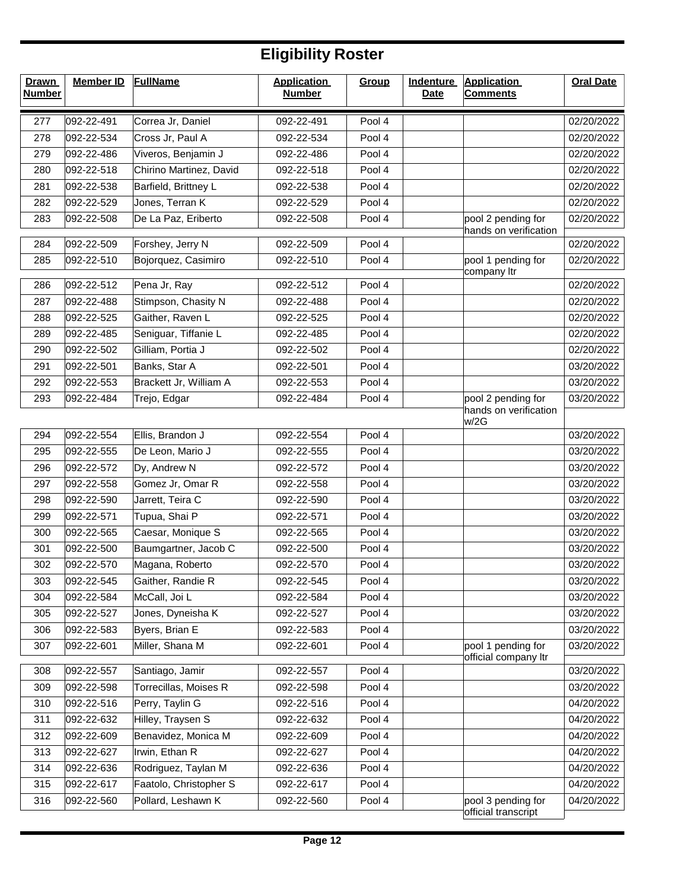# Eligibility Roster

| Drawn Number | Member ID | FullName | Application Number | Group | Indenture Date | Application Comments | Oral Date |
|---|---|---|---|---|---|---|---|
| 277 | 092-22-491 | Correa Jr, Daniel | 092-22-491 | Pool 4 | | | 02/20/2022 |
| 278 | 092-22-534 | Cross Jr, Paul A | 092-22-534 | Pool 4 | | | 02/20/2022 |
| 279 | 092-22-486 | Viveros, Benjamin J | 092-22-486 | Pool 4 | | | 02/20/2022 |
| 280 | 092-22-518 | Chirino Martinez, David | 092-22-518 | Pool 4 | | | 02/20/2022 |
| 281 | 092-22-538 | Barfield, Brittney L | 092-22-538 | Pool 4 | | | 02/20/2022 |
| 282 | 092-22-529 | Jones, Terran K | 092-22-529 | Pool 4 | | | 02/20/2022 |
| 283 | 092-22-508 | De La Paz, Eriberto | 092-22-508 | Pool 4 | | pool 2 pending for hands on verification | 02/20/2022 |
| 284 | 092-22-509 | Forshey, Jerry N | 092-22-509 | Pool 4 | | | 02/20/2022 |
| 285 | 092-22-510 | Bojorquez, Casimiro | 092-22-510 | Pool 4 | | pool 1 pending for company ltr | 02/20/2022 |
| 286 | 092-22-512 | Pena Jr, Ray | 092-22-512 | Pool 4 | | | 02/20/2022 |
| 287 | 092-22-488 | Stimpson, Chasity N | 092-22-488 | Pool 4 | | | 02/20/2022 |
| 288 | 092-22-525 | Gaither, Raven L | 092-22-525 | Pool 4 | | | 02/20/2022 |
| 289 | 092-22-485 | Seniguar, Tiffanie L | 092-22-485 | Pool 4 | | | 02/20/2022 |
| 290 | 092-22-502 | Gilliam, Portia J | 092-22-502 | Pool 4 | | | 02/20/2022 |
| 291 | 092-22-501 | Banks, Star A | 092-22-501 | Pool 4 | | | 03/20/2022 |
| 292 | 092-22-553 | Brackett Jr, William A | 092-22-553 | Pool 4 | | | 03/20/2022 |
| 293 | 092-22-484 | Trejo, Edgar | 092-22-484 | Pool 4 | | pool 2 pending for hands on verification w/2G | 03/20/2022 |
| 294 | 092-22-554 | Ellis, Brandon J | 092-22-554 | Pool 4 | | | 03/20/2022 |
| 295 | 092-22-555 | De Leon, Mario J | 092-22-555 | Pool 4 | | | 03/20/2022 |
| 296 | 092-22-572 | Dy, Andrew N | 092-22-572 | Pool 4 | | | 03/20/2022 |
| 297 | 092-22-558 | Gomez Jr, Omar R | 092-22-558 | Pool 4 | | | 03/20/2022 |
| 298 | 092-22-590 | Jarrett, Teira C | 092-22-590 | Pool 4 | | | 03/20/2022 |
| 299 | 092-22-571 | Tupua, Shai P | 092-22-571 | Pool 4 | | | 03/20/2022 |
| 300 | 092-22-565 | Caesar, Monique S | 092-22-565 | Pool 4 | | | 03/20/2022 |
| 301 | 092-22-500 | Baumgartner, Jacob C | 092-22-500 | Pool 4 | | | 03/20/2022 |
| 302 | 092-22-570 | Magana, Roberto | 092-22-570 | Pool 4 | | | 03/20/2022 |
| 303 | 092-22-545 | Gaither, Randie R | 092-22-545 | Pool 4 | | | 03/20/2022 |
| 304 | 092-22-584 | McCall, Joi L | 092-22-584 | Pool 4 | | | 03/20/2022 |
| 305 | 092-22-527 | Jones, Dyneisha K | 092-22-527 | Pool 4 | | | 03/20/2022 |
| 306 | 092-22-583 | Byers, Brian E | 092-22-583 | Pool 4 | | | 03/20/2022 |
| 307 | 092-22-601 | Miller, Shana M | 092-22-601 | Pool 4 | | pool 1 pending for official company ltr | 03/20/2022 |
| 308 | 092-22-557 | Santiago, Jamir | 092-22-557 | Pool 4 | | | 03/20/2022 |
| 309 | 092-22-598 | Torrecillas, Moises R | 092-22-598 | Pool 4 | | | 03/20/2022 |
| 310 | 092-22-516 | Perry, Taylin G | 092-22-516 | Pool 4 | | | 04/20/2022 |
| 311 | 092-22-632 | Hilley, Traysen S | 092-22-632 | Pool 4 | | | 04/20/2022 |
| 312 | 092-22-609 | Benavidez, Monica M | 092-22-609 | Pool 4 | | | 04/20/2022 |
| 313 | 092-22-627 | Irwin, Ethan R | 092-22-627 | Pool 4 | | | 04/20/2022 |
| 314 | 092-22-636 | Rodriguez, Taylan M | 092-22-636 | Pool 4 | | | 04/20/2022 |
| 315 | 092-22-617 | Faatolo, Christopher S | 092-22-617 | Pool 4 | | | 04/20/2022 |
| 316 | 092-22-560 | Pollard, Leshawn K | 092-22-560 | Pool 4 | | pool 3 pending for official transcript | 04/20/2022 |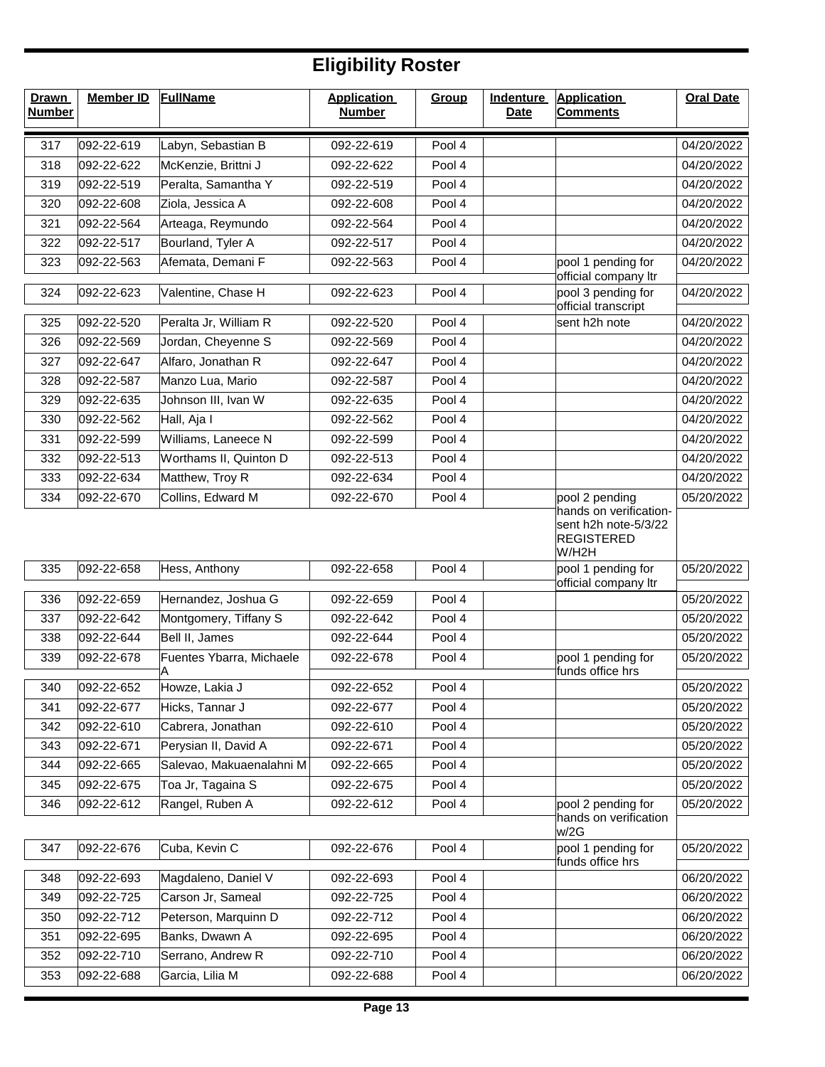# Eligibility Roster

| Drawn Number | Member ID | FullName | Application Number | Group | Indenture Date | Application Comments | Oral Date |
|---|---|---|---|---|---|---|---|
| 317 | 092-22-619 | Labyn, Sebastian B | 092-22-619 | Pool 4 | | | 04/20/2022 |
| 318 | 092-22-622 | McKenzie, Brittni J | 092-22-622 | Pool 4 | | | 04/20/2022 |
| 319 | 092-22-519 | Peralta, Samantha Y | 092-22-519 | Pool 4 | | | 04/20/2022 |
| 320 | 092-22-608 | Ziola, Jessica A | 092-22-608 | Pool 4 | | | 04/20/2022 |
| 321 | 092-22-564 | Arteaga, Reymundo | 092-22-564 | Pool 4 | | | 04/20/2022 |
| 322 | 092-22-517 | Bourland, Tyler A | 092-22-517 | Pool 4 | | | 04/20/2022 |
| 323 | 092-22-563 | Afemata, Demani F | 092-22-563 | Pool 4 | | pool 1 pending for official company ltr | 04/20/2022 |
| 324 | 092-22-623 | Valentine, Chase H | 092-22-623 | Pool 4 | | pool 3 pending for official transcript | 04/20/2022 |
| 325 | 092-22-520 | Peralta Jr, William R | 092-22-520 | Pool 4 | | sent h2h note | 04/20/2022 |
| 326 | 092-22-569 | Jordan, Cheyenne S | 092-22-569 | Pool 4 | | | 04/20/2022 |
| 327 | 092-22-647 | Alfaro, Jonathan R | 092-22-647 | Pool 4 | | | 04/20/2022 |
| 328 | 092-22-587 | Manzo Lua, Mario | 092-22-587 | Pool 4 | | | 04/20/2022 |
| 329 | 092-22-635 | Johnson III, Ivan W | 092-22-635 | Pool 4 | | | 04/20/2022 |
| 330 | 092-22-562 | Hall, Aja I | 092-22-562 | Pool 4 | | | 04/20/2022 |
| 331 | 092-22-599 | Williams, Laneece N | 092-22-599 | Pool 4 | | | 04/20/2022 |
| 332 | 092-22-513 | Worthams II, Quinton D | 092-22-513 | Pool 4 | | | 04/20/2022 |
| 333 | 092-22-634 | Matthew, Troy R | 092-22-634 | Pool 4 | | | 04/20/2022 |
| 334 | 092-22-670 | Collins, Edward M | 092-22-670 | Pool 4 | | pool 2 pending hands on verification- sent h2h note-5/3/22 REGISTERED W/H2H | 05/20/2022 |
| 335 | 092-22-658 | Hess, Anthony | 092-22-658 | Pool 4 | | pool 1 pending for official company ltr | 05/20/2022 |
| 336 | 092-22-659 | Hernandez, Joshua G | 092-22-659 | Pool 4 | | | 05/20/2022 |
| 337 | 092-22-642 | Montgomery, Tiffany S | 092-22-642 | Pool 4 | | | 05/20/2022 |
| 338 | 092-22-644 | Bell II, James | 092-22-644 | Pool 4 | | | 05/20/2022 |
| 339 | 092-22-678 | Fuentes Ybarra, Michaele A | 092-22-678 | Pool 4 | | pool 1 pending for funds office hrs | 05/20/2022 |
| 340 | 092-22-652 | Howze, Lakia J | 092-22-652 | Pool 4 | | | 05/20/2022 |
| 341 | 092-22-677 | Hicks, Tannar J | 092-22-677 | Pool 4 | | | 05/20/2022 |
| 342 | 092-22-610 | Cabrera, Jonathan | 092-22-610 | Pool 4 | | | 05/20/2022 |
| 343 | 092-22-671 | Perysian II, David A | 092-22-671 | Pool 4 | | | 05/20/2022 |
| 344 | 092-22-665 | Salevao, Makuaenalahni M | 092-22-665 | Pool 4 | | | 05/20/2022 |
| 345 | 092-22-675 | Toa Jr, Tagaina S | 092-22-675 | Pool 4 | | | 05/20/2022 |
| 346 | 092-22-612 | Rangel, Ruben A | 092-22-612 | Pool 4 | | pool 2 pending for hands on verification w/2G | 05/20/2022 |
| 347 | 092-22-676 | Cuba, Kevin C | 092-22-676 | Pool 4 | | pool 1 pending for funds office hrs | 05/20/2022 |
| 348 | 092-22-693 | Magdaleno, Daniel V | 092-22-693 | Pool 4 | | | 06/20/2022 |
| 349 | 092-22-725 | Carson Jr, Sameal | 092-22-725 | Pool 4 | | | 06/20/2022 |
| 350 | 092-22-712 | Peterson, Marquinn D | 092-22-712 | Pool 4 | | | 06/20/2022 |
| 351 | 092-22-695 | Banks, Dwawn A | 092-22-695 | Pool 4 | | | 06/20/2022 |
| 352 | 092-22-710 | Serrano, Andrew R | 092-22-710 | Pool 4 | | | 06/20/2022 |
| 353 | 092-22-688 | Garcia, Lilia M | 092-22-688 | Pool 4 | | | 06/20/2022 |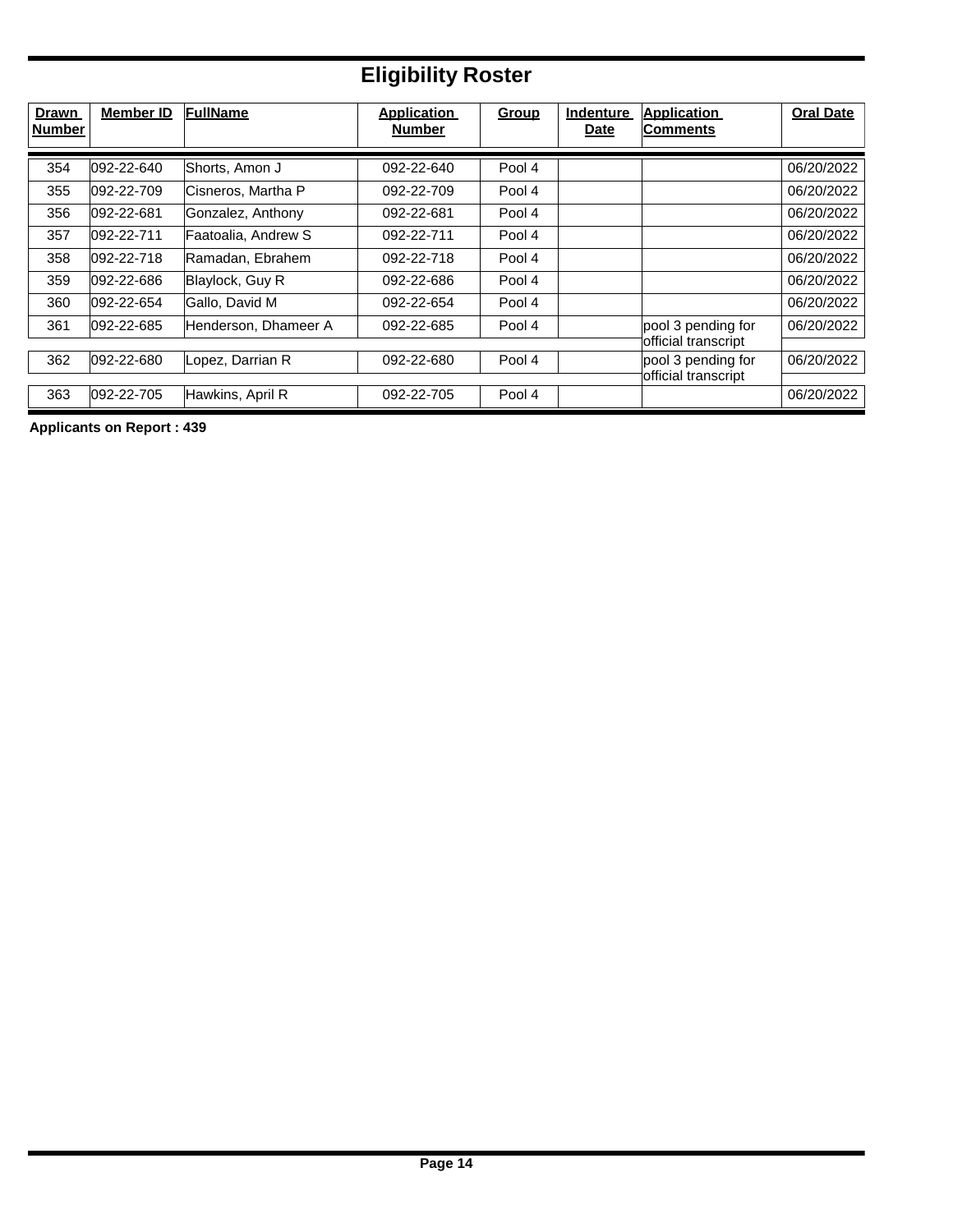# Eligibility Roster

| Drawn Number | Member ID | FullName | Application Number | Group | Indenture Date | Application Comments | Oral Date |
|---|---|---|---|---|---|---|---|
| 354 | 092-22-640 | Shorts, Amon J | 092-22-640 | Pool 4 | | | 06/20/2022 |
| 355 | 092-22-709 | Cisneros, Martha P | 092-22-709 | Pool 4 | | | 06/20/2022 |
| 356 | 092-22-681 | Gonzalez, Anthony | 092-22-681 | Pool 4 | | | 06/20/2022 |
| 357 | 092-22-711 | Faatoalia, Andrew S | 092-22-711 | Pool 4 | | | 06/20/2022 |
| 358 | 092-22-718 | Ramadan, Ebrahem | 092-22-718 | Pool 4 | | | 06/20/2022 |
| 359 | 092-22-686 | Blaylock, Guy R | 092-22-686 | Pool 4 | | | 06/20/2022 |
| 360 | 092-22-654 | Gallo, David M | 092-22-654 | Pool 4 | | | 06/20/2022 |
| 361 | 092-22-685 | Henderson, Dhameer A | 092-22-685 | Pool 4 | | pool 3 pending for official transcript | 06/20/2022 |
| 362 | 092-22-680 | Lopez, Darrian R | 092-22-680 | Pool 4 | | pool 3 pending for official transcript | 06/20/2022 |
| 363 | 092-22-705 | Hawkins, April R | 092-22-705 | Pool 4 | | | 06/20/2022 |

**Applicants on Report : 439**